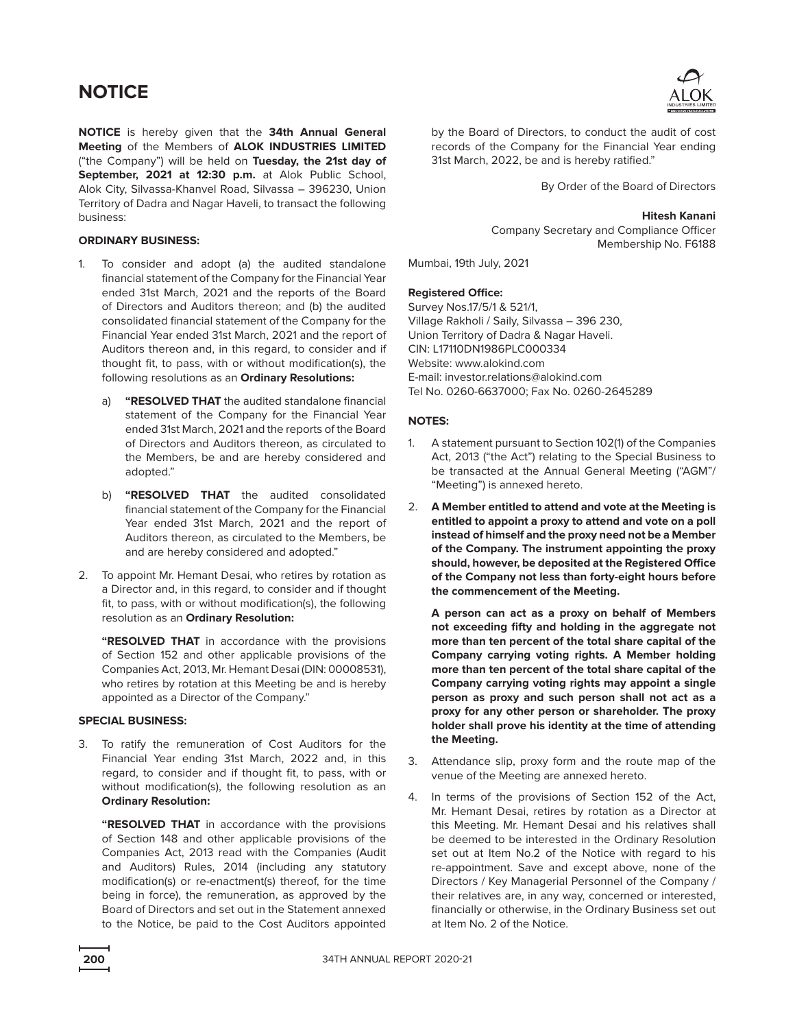# NOTICE

**NOTICE** is hereby given that the **34th Annual General Meeting** of the Members of **ALOK INDUSTRIES LIMITED** ("the Company") will be held on **Tuesday, the 21st day of September, 2021 at 12:30 p.m.** at Alok Public School, Alok City, Silvassa-Khanvel Road, Silvassa – 396230, Union Territory of Dadra and Nagar Haveli, to transact the following business:

**ORDINARY BUSINESS:**

1. To consider and adopt (a) the audited standalone financial statement of the Company for the Financial Year ended 31st March, 2021 and the reports of the Board of Directors and Auditors thereon; and (b) the audited consolidated financial statement of the Company for the Financial Year ended 31st March, 2021 and the report of Auditors thereon and, in this regard, to consider and if thought fit, to pass, with or without modification(s), the following resolutions as an **Ordinary Resolutions:**

   a) **"RESOLVED THAT** the audited standalone financial statement of the Company for the Financial Year ended 31st March, 2021 and the reports of the Board of Directors and Auditors thereon, as circulated to the Members, be and are hereby considered and adopted."

   b) **"RESOLVED THAT** the audited consolidated financial statement of the Company for the Financial Year ended 31st March, 2021 and the report of Auditors thereon, as circulated to the Members, be and are hereby considered and adopted."

2. To appoint Mr. Hemant Desai, who retires by rotation as a Director and, in this regard, to consider and if thought fit, to pass, with or without modification(s), the following resolution as an **Ordinary Resolution:**

   **"RESOLVED THAT** in accordance with the provisions of Section 152 and other applicable provisions of the Companies Act, 2013, Mr. Hemant Desai (DIN: 00008531), who retires by rotation at this Meeting be and is hereby appointed as a Director of the Company."

**SPECIAL BUSINESS:**

3. To ratify the remuneration of Cost Auditors for the Financial Year ending 31st March, 2022 and, in this regard, to consider and if thought fit, to pass, with or without modification(s), the following resolution as an **Ordinary Resolution:**

   **"RESOLVED THAT** in accordance with the provisions of Section 148 and other applicable provisions of the Companies Act, 2013 read with the Companies (Audit and Auditors) Rules, 2014 (including any statutory modification(s) or re-enactment(s) thereof, for the time being in force), the remuneration, as approved by the Board of Directors and set out in the Statement annexed to the Notice, be paid to the Cost Auditors appointed by the Board of Directors, to conduct the audit of cost records of the Company for the Financial Year ending 31st March, 2022, be and is hereby ratified."

By Order of the Board of Directors

**Hitesh Kanani**
Company Secretary and Compliance Officer
Membership No. F6188

Mumbai, 19th July, 2021

**Registered Office:**
Survey Nos.17/5/1 & 521/1,
Village Rakholi / Saily, Silvassa – 396 230,
Union Territory of Dadra & Nagar Haveli.
CIN: L17110DN1986PLC000334
Website: www.alokind.com
E-mail: investor.relations@alokind.com
Tel No. 0260-6637000; Fax No. 0260-2645289

**NOTES:**

1. A statement pursuant to Section 102(1) of the Companies Act, 2013 ("the Act") relating to the Special Business to be transacted at the Annual General Meeting ("AGM"/ "Meeting") is annexed hereto.

2. **A Member entitled to attend and vote at the Meeting is entitled to appoint a proxy to attend and vote on a poll instead of himself and the proxy need not be a Member of the Company. The instrument appointing the proxy should, however, be deposited at the Registered Office of the Company not less than forty-eight hours before the commencement of the Meeting.**

   **A person can act as a proxy on behalf of Members not exceeding fifty and holding in the aggregate not more than ten percent of the total share capital of the Company carrying voting rights. A Member holding more than ten percent of the total share capital of the Company carrying voting rights may appoint a single person as proxy and such person shall not act as a proxy for any other person or shareholder. The proxy holder shall prove his identity at the time of attending the Meeting.**

3. Attendance slip, proxy form and the route map of the venue of the Meeting are annexed hereto.

4. In terms of the provisions of Section 152 of the Act, Mr. Hemant Desai, retires by rotation as a Director at this Meeting. Mr. Hemant Desai and his relatives shall be deemed to be interested in the Ordinary Resolution set out at Item No.2 of the Notice with regard to his re-appointment. Save and except above, none of the Directors / Key Managerial Personnel of the Company / their relatives are, in any way, concerned or interested, financially or otherwise, in the Ordinary Business set out at Item No. 2 of the Notice.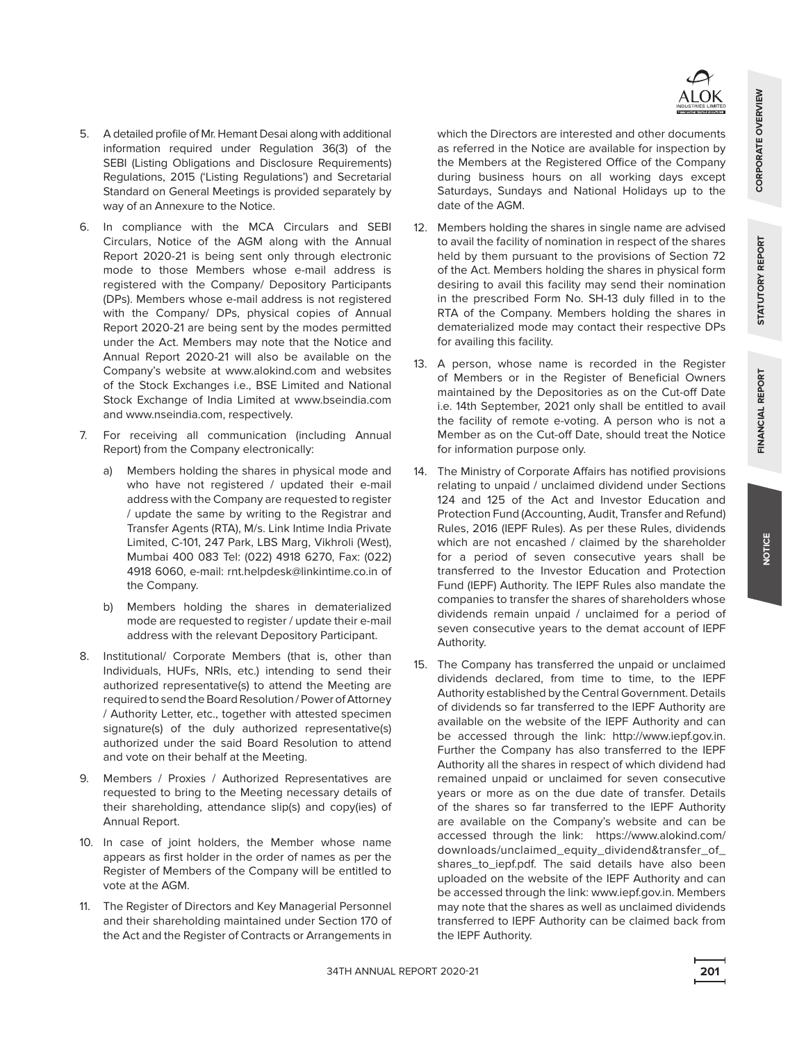5. A detailed profile of Mr. Hemant Desai along with additional information required under Regulation 36(3) of the SEBI (Listing Obligations and Disclosure Requirements) Regulations, 2015 ('Listing Regulations') and Secretarial Standard on General Meetings is provided separately by way of an Annexure to the Notice.

6. In compliance with the MCA Circulars and SEBI Circulars, Notice of the AGM along with the Annual Report 2020-21 is being sent only through electronic mode to those Members whose e-mail address is registered with the Company/ Depository Participants (DPs). Members whose e-mail address is not registered with the Company/ DPs, physical copies of Annual Report 2020-21 are being sent by the modes permitted under the Act. Members may note that the Notice and Annual Report 2020-21 will also be available on the Company's website at www.alokind.com and websites of the Stock Exchanges i.e., BSE Limited and National Stock Exchange of India Limited at www.bseindia.com and www.nseindia.com, respectively.

7. For receiving all communication (including Annual Report) from the Company electronically:

   a) Members holding the shares in physical mode and who have not registered / updated their e-mail address with the Company are requested to register / update the same by writing to the Registrar and Transfer Agents (RTA), M/s. Link Intime India Private Limited, C-101, 247 Park, LBS Marg, Vikhroli (West), Mumbai 400 083 Tel: (022) 4918 6270, Fax: (022) 4918 6060, e-mail: rnt.helpdesk@linkintime.co.in of the Company.

   b) Members holding the shares in dematerialized mode are requested to register / update their e-mail address with the relevant Depository Participant.

8. Institutional/ Corporate Members (that is, other than Individuals, HUFs, NRIs, etc.) intending to send their authorized representative(s) to attend the Meeting are required to send the Board Resolution / Power of Attorney / Authority Letter, etc., together with attested specimen signature(s) of the duly authorized representative(s) authorized under the said Board Resolution to attend and vote on their behalf at the Meeting.

9. Members / Proxies / Authorized Representatives are requested to bring to the Meeting necessary details of their shareholding, attendance slip(s) and copy(ies) of Annual Report.

10. In case of joint holders, the Member whose name appears as first holder in the order of names as per the Register of Members of the Company will be entitled to vote at the AGM.

11. The Register of Directors and Key Managerial Personnel and their shareholding maintained under Section 170 of the Act and the Register of Contracts or Arrangements in which the Directors are interested and other documents as referred in the Notice are available for inspection by the Members at the Registered Office of the Company during business hours on all working days except Saturdays, Sundays and National Holidays up to the date of the AGM.

12. Members holding the shares in single name are advised to avail the facility of nomination in respect of the shares held by them pursuant to the provisions of Section 72 of the Act. Members holding the shares in physical form desiring to avail this facility may send their nomination in the prescribed Form No. SH-13 duly filled in to the RTA of the Company. Members holding the shares in dematerialized mode may contact their respective DPs for availing this facility.

13. A person, whose name is recorded in the Register of Members or in the Register of Beneficial Owners maintained by the Depositories as on the Cut-off Date i.e. 14th September, 2021 only shall be entitled to avail the facility of remote e-voting. A person who is not a Member as on the Cut-off Date, should treat the Notice for information purpose only.

14. The Ministry of Corporate Affairs has notified provisions relating to unpaid / unclaimed dividend under Sections 124 and 125 of the Act and Investor Education and Protection Fund (Accounting, Audit, Transfer and Refund) Rules, 2016 (IEPF Rules). As per these Rules, dividends which are not encashed / claimed by the shareholder for a period of seven consecutive years shall be transferred to the Investor Education and Protection Fund (IEPF) Authority. The IEPF Rules also mandate the companies to transfer the shares of shareholders whose dividends remain unpaid / unclaimed for a period of seven consecutive years to the demat account of IEPF Authority.

15. The Company has transferred the unpaid or unclaimed dividends declared, from time to time, to the IEPF Authority established by the Central Government. Details of dividends so far transferred to the IEPF Authority are available on the website of the IEPF Authority and can be accessed through the link: http://www.iepf.gov.in. Further the Company has also transferred to the IEPF Authority all the shares in respect of which dividend had remained unpaid or unclaimed for seven consecutive years or more as on the due date of transfer. Details of the shares so far transferred to the IEPF Authority are available on the Company's website and can be accessed through the link: https://www.alokind.com/downloads/unclaimed_equity_dividend&transfer_of_shares_to_iepf.pdf. The said details have also been uploaded on the website of the IEPF Authority and can be accessed through the link: www.iepf.gov.in. Members may note that the shares as well as unclaimed dividends transferred to IEPF Authority can be claimed back from the IEPF Authority.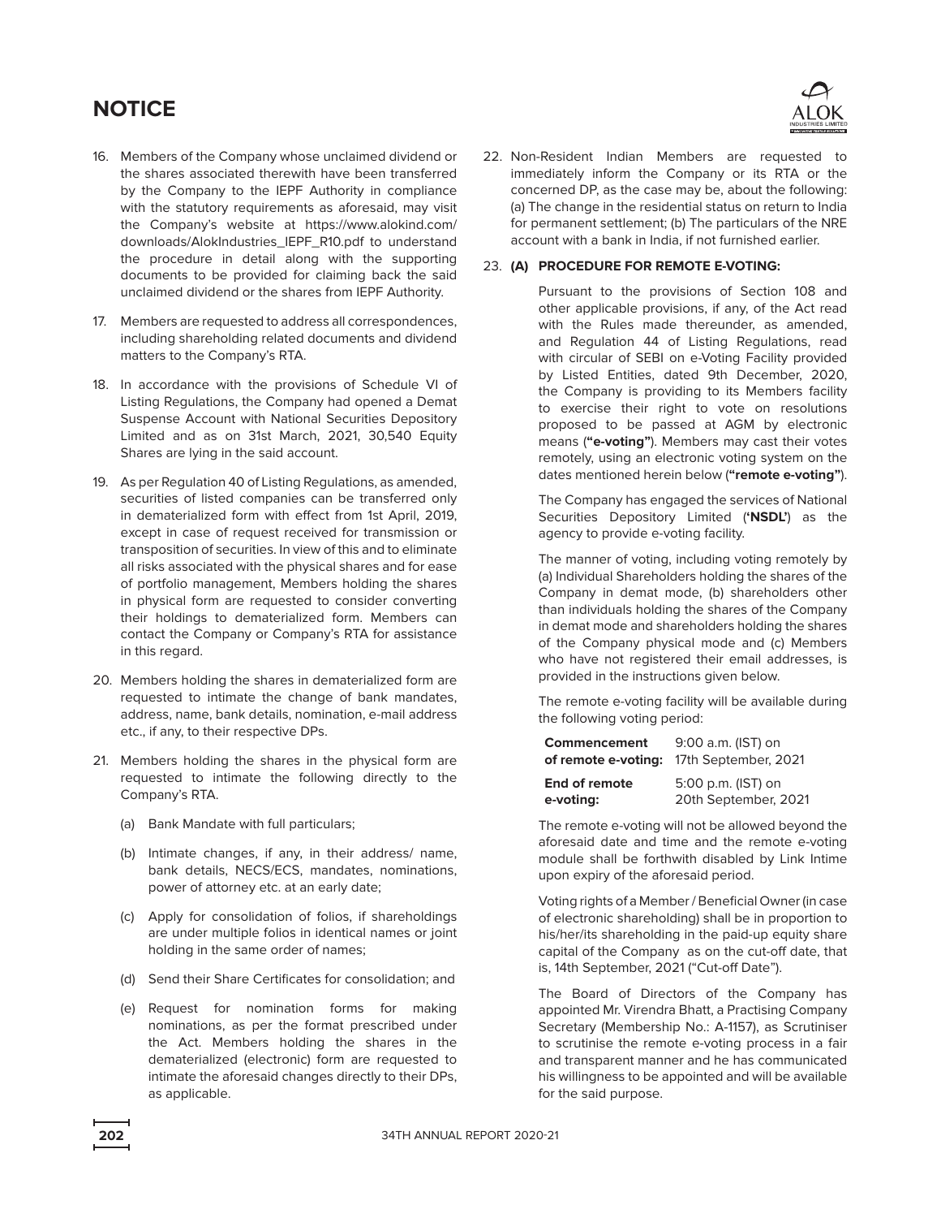# NOTICE

16. Members of the Company whose unclaimed dividend or the shares associated therewith have been transferred by the Company to the IEPF Authority in compliance with the statutory requirements as aforesaid, may visit the Company's website at https://www.alokind.com/downloads/AlokIndustries_IEPF_R10.pdf to understand the procedure in detail along with the supporting documents to be provided for claiming back the said unclaimed dividend or the shares from IEPF Authority.

17. Members are requested to address all correspondences, including shareholding related documents and dividend matters to the Company's RTA.

18. In accordance with the provisions of Schedule VI of Listing Regulations, the Company had opened a Demat Suspense Account with National Securities Depository Limited and as on 31st March, 2021, 30,540 Equity Shares are lying in the said account.

19. As per Regulation 40 of Listing Regulations, as amended, securities of listed companies can be transferred only in dematerialized form with effect from 1st April, 2019, except in case of request received for transmission or transposition of securities. In view of this and to eliminate all risks associated with the physical shares and for ease of portfolio management, Members holding the shares in physical form are requested to consider converting their holdings to dematerialized form. Members can contact the Company or Company's RTA for assistance in this regard.

20. Members holding the shares in dematerialized form are requested to intimate the change of bank mandates, address, name, bank details, nomination, e-mail address etc., if any, to their respective DPs.

21. Members holding the shares in the physical form are requested to intimate the following directly to the Company's RTA.

    (a) Bank Mandate with full particulars;

    (b) Intimate changes, if any, in their address/ name, bank details, NECS/ECS, mandates, nominations, power of attorney etc. at an early date;

    (c) Apply for consolidation of folios, if shareholdings are under multiple folios in identical names or joint holding in the same order of names;

    (d) Send their Share Certificates for consolidation; and

    (e) Request for nomination forms for making nominations, as per the format prescribed under the Act. Members holding the shares in the dematerialized (electronic) form are requested to intimate the aforesaid changes directly to their DPs, as applicable.

22. Non-Resident Indian Members are requested to immediately inform the Company or its RTA or the concerned DP, as the case may be, about the following: (a) The change in the residential status on return to India for permanent settlement; (b) The particulars of the NRE account with a bank in India, if not furnished earlier.

23. **(A) PROCEDURE FOR REMOTE E-VOTING:**

    Pursuant to the provisions of Section 108 and other applicable provisions, if any, of the Act read with the Rules made thereunder, as amended, and Regulation 44 of Listing Regulations, read with circular of SEBI on e-Voting Facility provided by Listed Entities, dated 9th December, 2020, the Company is providing to its Members facility to exercise their right to vote on resolutions proposed to be passed at AGM by electronic means (**"e-voting"**). Members may cast their votes remotely, using an electronic voting system on the dates mentioned herein below (**"remote e-voting"**).

    The Company has engaged the services of National Securities Depository Limited (**'NSDL'**) as the agency to provide e-voting facility.

    The manner of voting, including voting remotely by (a) Individual Shareholders holding the shares of the Company in demat mode, (b) shareholders other than individuals holding the shares of the Company in demat mode and shareholders holding the shares of the Company physical mode and (c) Members who have not registered their email addresses, is provided in the instructions given below.

    The remote e-voting facility will be available during the following voting period:

    | | |
    |---|---|
    | **Commencement of remote e-voting:** | 9:00 a.m. (IST) on 17th September, 2021 |
    | **End of remote e-voting:** | 5:00 p.m. (IST) on 20th September, 2021 |

    The remote e-voting will not be allowed beyond the aforesaid date and time and the remote e-voting module shall be forthwith disabled by Link Intime upon expiry of the aforesaid period.

    Voting rights of a Member / Beneficial Owner (in case of electronic shareholding) shall be in proportion to his/her/its shareholding in the paid-up equity share capital of the Company as on the cut-off date, that is, 14th September, 2021 ("Cut-off Date").

    The Board of Directors of the Company has appointed Mr. Virendra Bhatt, a Practising Company Secretary (Membership No.: A-1157), as Scrutiniser to scrutinise the remote e-voting process in a fair and transparent manner and he has communicated his willingness to be appointed and will be available for the said purpose.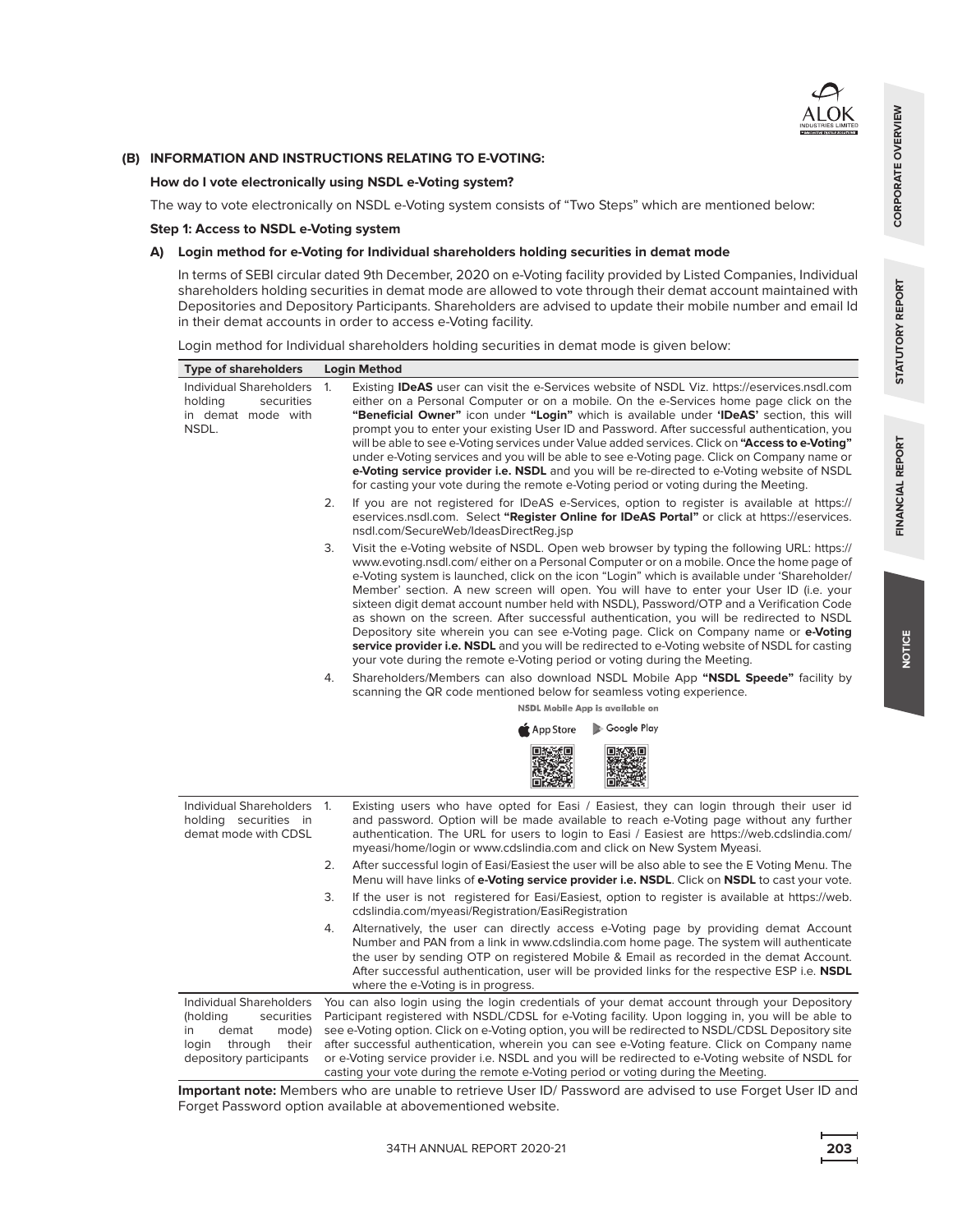## (B) INFORMATION AND INSTRUCTIONS RELATING TO E-VOTING:

**How do I vote electronically using NSDL e-Voting system?**

The way to vote electronically on NSDL e-Voting system consists of “Two Steps” which are mentioned below:

**Step 1: Access to NSDL e-Voting system**

### A) Login method for e-Voting for Individual shareholders holding securities in demat mode

In terms of SEBI circular dated 9th December, 2020 on e-Voting facility provided by Listed Companies, Individual shareholders holding securities in demat mode are allowed to vote through their demat account maintained with Depositories and Depository Participants. Shareholders are advised to update their mobile number and email Id in their demat accounts in order to access e-Voting facility.

Login method for Individual shareholders holding securities in demat mode is given below:

| Type of shareholders | Login Method |
|---|---|
| Individual Shareholders holding securities in demat mode with NSDL. | 1. Existing **IDeAS** user can visit the e-Services website of NSDL Viz. https://eservices.nsdl.com either on a Personal Computer or on a mobile. On the e-Services home page click on the **“Beneficial Owner”** icon under **“Login”** which is available under **‘IDeAS’** section, this will prompt you to enter your existing User ID and Password. After successful authentication, you will be able to see e-Voting services under Value added services. Click on **“Access to e-Voting”** under e-Voting services and you will be able to see e-Voting page. Click on Company name or **e-Voting service provider i.e. NSDL** and you will be re-directed to e-Voting website of NSDL for casting your vote during the remote e-Voting period or voting during the Meeting.<br>2. If you are not registered for IDeAS e-Services, option to register is available at https://eservices.nsdl.com. Select **“Register Online for IDeAS Portal”** or click at https://eservices.nsdl.com/SecureWeb/IdeasDirectReg.jsp<br>3. Visit the e-Voting website of NSDL. Open web browser by typing the following URL: https://www.evoting.nsdl.com/ either on a Personal Computer or on a mobile. Once the home page of e-Voting system is launched, click on the icon “Login” which is available under ‘Shareholder/Member’ section. A new screen will open. You will have to enter your User ID (i.e. your sixteen digit demat account number held with NSDL), Password/OTP and a Verification Code as shown on the screen. After successful authentication, you will be redirected to NSDL Depository site wherein you can see e-Voting page. Click on Company name or **e-Voting service provider i.e. NSDL** and you will be redirected to e-Voting website of NSDL for casting your vote during the remote e-Voting period or voting during the Meeting.<br>4. Shareholders/Members can also download NSDL Mobile App **“NSDL Speede”** facility by scanning the QR code mentioned below for seamless voting experience.<br>NSDL Mobile App is available on<br>App Store &nbsp;&nbsp; Google Play |
| Individual Shareholders holding securities in demat mode with CDSL | 1. Existing users who have opted for Easi / Easiest, they can login through their user id and password. Option will be made available to reach e-Voting page without any further authentication. The URL for users to login to Easi / Easiest are https://web.cdslindia.com/myeasi/home/login or www.cdslindia.com and click on New System Myeasi.<br>2. After successful login of Easi/Easiest the user will be also able to see the E Voting Menu. The Menu will have links of **e-Voting service provider i.e. NSDL**. Click on **NSDL** to cast your vote.<br>3. If the user is not registered for Easi/Easiest, option to register is available at https://web.cdslindia.com/myeasi/Registration/EasiRegistration<br>4. Alternatively, the user can directly access e-Voting page by providing demat Account Number and PAN from a link in www.cdslindia.com home page. The system will authenticate the user by sending OTP on registered Mobile & Email as recorded in the demat Account. After successful authentication, user will be provided links for the respective ESP i.e. **NSDL** where the e-Voting is in progress. |
| Individual Shareholders (holding securities in demat mode) login through their depository participants | You can also login using the login credentials of your demat account through your Depository Participant registered with NSDL/CDSL for e-Voting facility. Upon logging in, you will be able to see e-Voting option. Click on e-Voting option, you will be redirected to NSDL/CDSL Depository site after successful authentication, wherein you can see e-Voting feature. Click on Company name or e-Voting service provider i.e. NSDL and you will be redirected to e-Voting website of NSDL for casting your vote during the remote e-Voting period or voting during the Meeting. |

**Important note:** Members who are unable to retrieve User ID/ Password are advised to use Forget User ID and Forget Password option available at abovementioned website.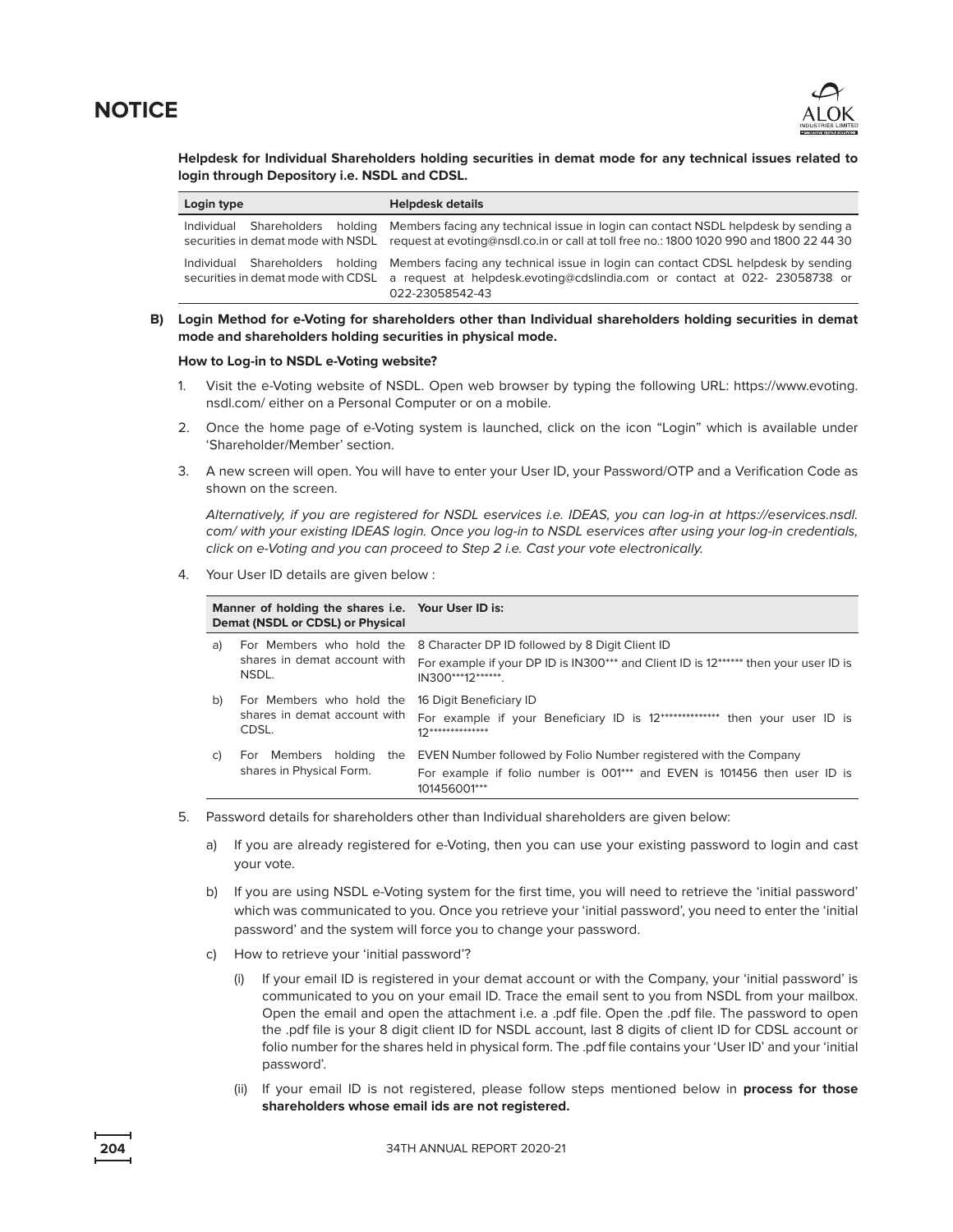**Helpdesk for Individual Shareholders holding securities in demat mode for any technical issues related to login through Depository i.e. NSDL and CDSL.**

| Login type | Helpdesk details |
|---|---|
| Individual Shareholders holding securities in demat mode with NSDL | Members facing any technical issue in login can contact NSDL helpdesk by sending a request at evoting@nsdl.co.in or call at toll free no.: 1800 1020 990 and 1800 22 44 30 |
| Individual Shareholders holding securities in demat mode with CDSL | Members facing any technical issue in login can contact CDSL helpdesk by sending a request at helpdesk.evoting@cdslindia.com or contact at 022- 23058738 or 022-23058542-43 |

**B) Login Method for e-Voting for shareholders other than Individual shareholders holding securities in demat mode and shareholders holding securities in physical mode.**

**How to Log-in to NSDL e-Voting website?**

1. Visit the e-Voting website of NSDL. Open web browser by typing the following URL: https://www.evoting.nsdl.com/ either on a Personal Computer or on a mobile.

2. Once the home page of e-Voting system is launched, click on the icon "Login" which is available under 'Shareholder/Member' section.

3. A new screen will open. You will have to enter your User ID, your Password/OTP and a Verification Code as shown on the screen.

   *Alternatively, if you are registered for NSDL eservices i.e. IDEAS, you can log-in at https://eservices.nsdl.com/ with your existing IDEAS login. Once you log-in to NSDL eservices after using your log-in credentials, click on e-Voting and you can proceed to Step 2 i.e. Cast your vote electronically.*

4. Your User ID details are given below :

| Manner of holding the shares i.e. Demat (NSDL or CDSL) or Physical | Your User ID is: |
|---|---|
| a) For Members who hold the shares in demat account with NSDL. | 8 Character DP ID followed by 8 Digit Client ID<br>For example if your DP ID is IN300*** and Client ID is 12****** then your user ID is IN300***12******. |
| b) For Members who hold the shares in demat account with CDSL. | 16 Digit Beneficiary ID<br>For example if your Beneficiary ID is 12************** then your user ID is 12************** |
| c) For Members holding the shares in Physical Form. | EVEN Number followed by Folio Number registered with the Company<br>For example if folio number is 001*** and EVEN is 101456 then user ID is 101456001*** |

5. Password details for shareholders other than Individual shareholders are given below:

   a) If you are already registered for e-Voting, then you can use your existing password to login and cast your vote.

   b) If you are using NSDL e-Voting system for the first time, you will need to retrieve the 'initial password' which was communicated to you. Once you retrieve your 'initial password', you need to enter the 'initial password' and the system will force you to change your password.

   c) How to retrieve your 'initial password'?

      (i) If your email ID is registered in your demat account or with the Company, your 'initial password' is communicated to you on your email ID. Trace the email sent to you from NSDL from your mailbox. Open the email and open the attachment i.e. a .pdf file. Open the .pdf file. The password to open the .pdf file is your 8 digit client ID for NSDL account, last 8 digits of client ID for CDSL account or folio number for the shares held in physical form. The .pdf file contains your 'User ID' and your 'initial password'.

      (ii) If your email ID is not registered, please follow steps mentioned below in **process for those shareholders whose email ids are not registered.**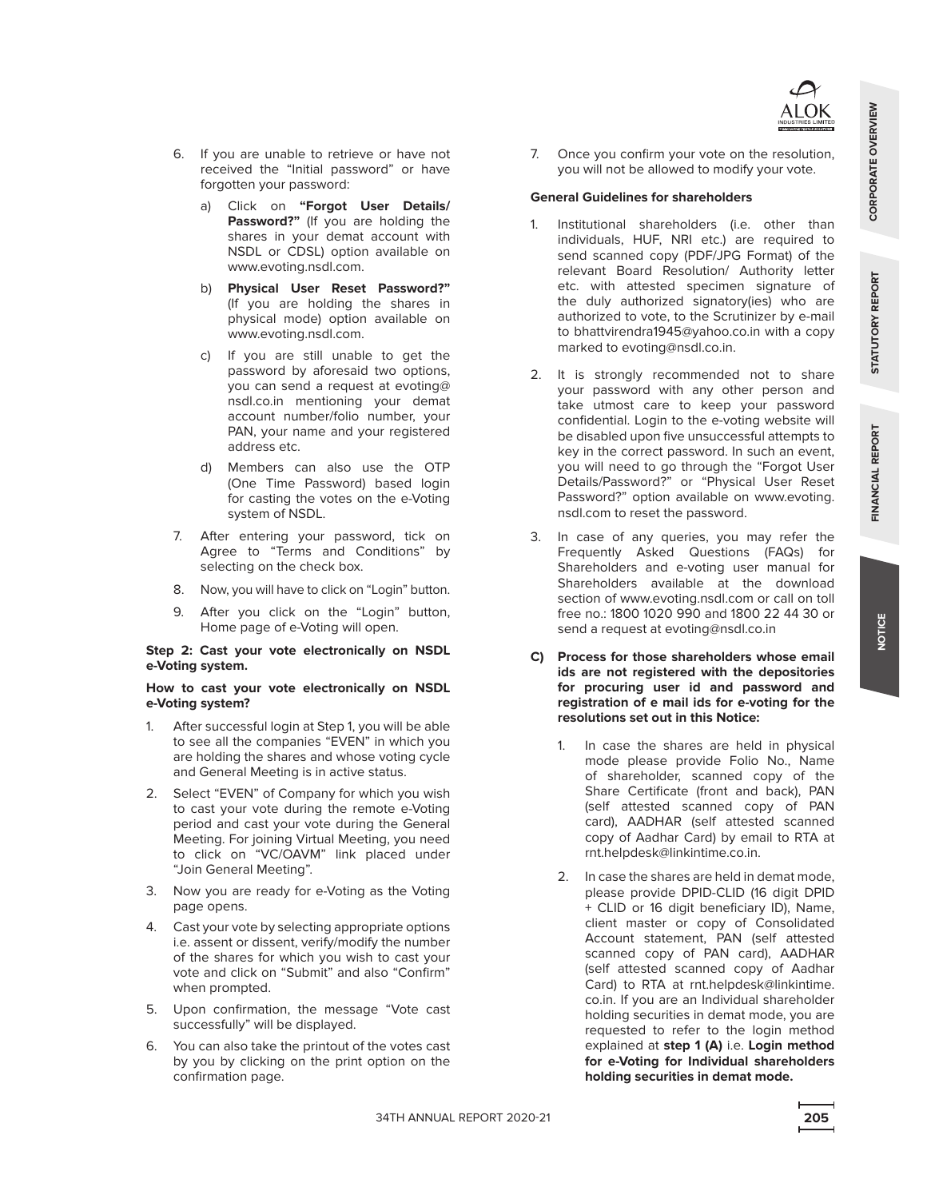6. If you are unable to retrieve or have not received the "Initial password" or have forgotten your password:

   a) Click on **"Forgot User Details/ Password?"** (If you are holding the shares in your demat account with NSDL or CDSL) option available on www.evoting.nsdl.com.

   b) **Physical User Reset Password?"** (If you are holding the shares in physical mode) option available on www.evoting.nsdl.com.

   c) If you are still unable to get the password by aforesaid two options, you can send a request at evoting@nsdl.co.in mentioning your demat account number/folio number, your PAN, your name and your registered address etc.

   d) Members can also use the OTP (One Time Password) based login for casting the votes on the e-Voting system of NSDL.

7. After entering your password, tick on Agree to "Terms and Conditions" by selecting on the check box.

8. Now, you will have to click on "Login" button.

9. After you click on the "Login" button, Home page of e-Voting will open.

**Step 2: Cast your vote electronically on NSDL e-Voting system.**

**How to cast your vote electronically on NSDL e-Voting system?**

1. After successful login at Step 1, you will be able to see all the companies "EVEN" in which you are holding the shares and whose voting cycle and General Meeting is in active status.

2. Select "EVEN" of Company for which you wish to cast your vote during the remote e-Voting period and cast your vote during the General Meeting. For joining Virtual Meeting, you need to click on "VC/OAVM" link placed under "Join General Meeting".

3. Now you are ready for e-Voting as the Voting page opens.

4. Cast your vote by selecting appropriate options i.e. assent or dissent, verify/modify the number of the shares for which you wish to cast your vote and click on "Submit" and also "Confirm" when prompted.

5. Upon confirmation, the message "Vote cast successfully" will be displayed.

6. You can also take the printout of the votes cast by you by clicking on the print option on the confirmation page.

7. Once you confirm your vote on the resolution, you will not be allowed to modify your vote.

**General Guidelines for shareholders**

1. Institutional shareholders (i.e. other than individuals, HUF, NRI etc.) are required to send scanned copy (PDF/JPG Format) of the relevant Board Resolution/ Authority letter etc. with attested specimen signature of the duly authorized signatory(ies) who are authorized to vote, to the Scrutinizer by e-mail to bhattvirendra1945@yahoo.co.in with a copy marked to evoting@nsdl.co.in.

2. It is strongly recommended not to share your password with any other person and take utmost care to keep your password confidential. Login to the e-voting website will be disabled upon five unsuccessful attempts to key in the correct password. In such an event, you will need to go through the "Forgot User Details/Password?" or "Physical User Reset Password?" option available on www.evoting.nsdl.com to reset the password.

3. In case of any queries, you may refer the Frequently Asked Questions (FAQs) for Shareholders and e-voting user manual for Shareholders available at the download section of www.evoting.nsdl.com or call on toll free no.: 1800 1020 990 and 1800 22 44 30 or send a request at evoting@nsdl.co.in

**C) Process for those shareholders whose email ids are not registered with the depositories for procuring user id and password and registration of e mail ids for e-voting for the resolutions set out in this Notice:**

1. In case the shares are held in physical mode please provide Folio No., Name of shareholder, scanned copy of the Share Certificate (front and back), PAN (self attested scanned copy of PAN card), AADHAR (self attested scanned copy of Aadhar Card) by email to RTA at rnt.helpdesk@linkintime.co.in.

2. In case the shares are held in demat mode, please provide DPID-CLID (16 digit DPID + CLID or 16 digit beneficiary ID), Name, client master or copy of Consolidated Account statement, PAN (self attested scanned copy of PAN card), AADHAR (self attested scanned copy of Aadhar Card) to RTA at rnt.helpdesk@linkintime.co.in. If you are an Individual shareholder holding securities in demat mode, you are requested to refer to the login method explained at **step 1 (A)** i.e. **Login method for e-Voting for Individual shareholders holding securities in demat mode.**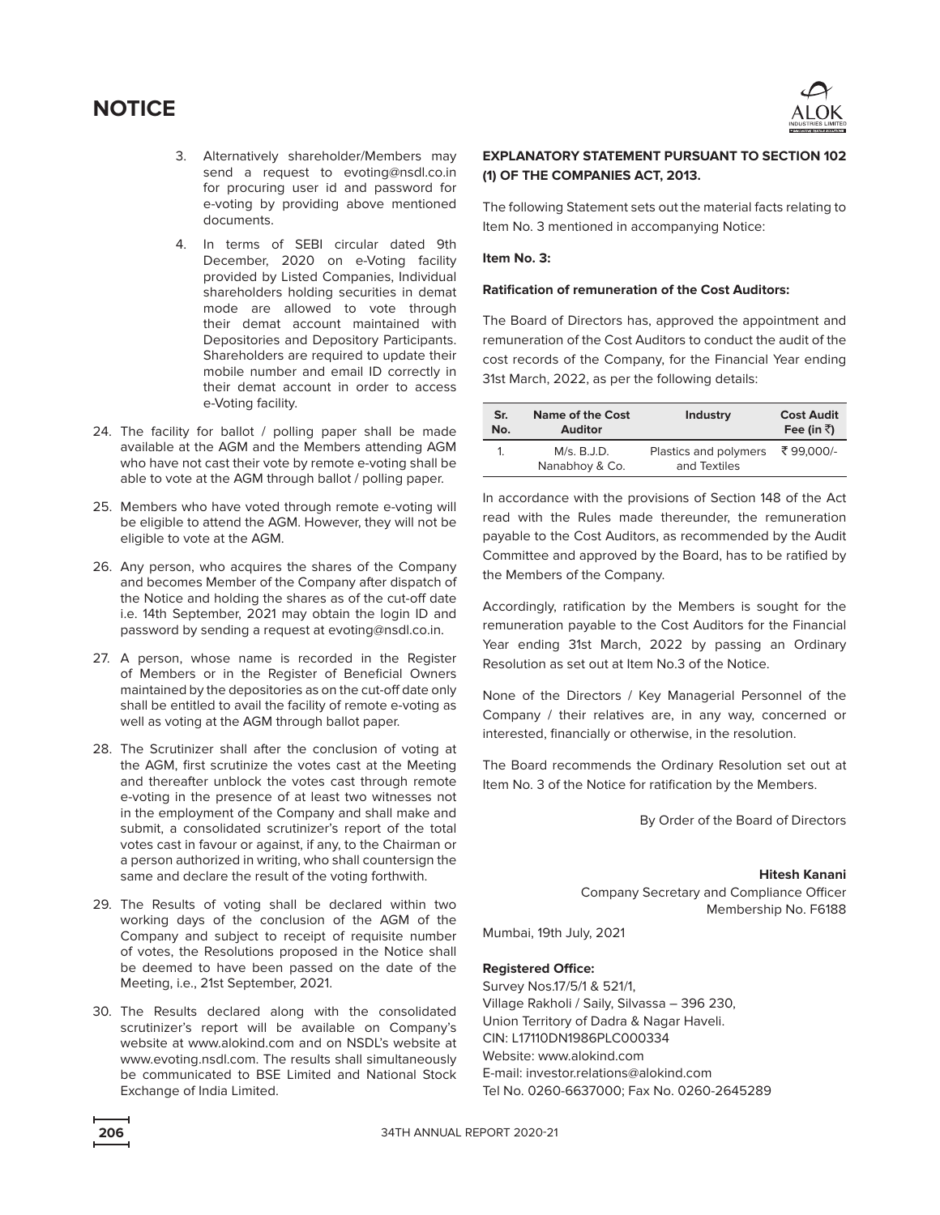3. Alternatively shareholder/Members may send a request to evoting@nsdl.co.in for procuring user id and password for e-voting by providing above mentioned documents.

4. In terms of SEBI circular dated 9th December, 2020 on e-Voting facility provided by Listed Companies, Individual shareholders holding securities in demat mode are allowed to vote through their demat account maintained with Depositories and Depository Participants. Shareholders are required to update their mobile number and email ID correctly in their demat account in order to access e-Voting facility.

24. The facility for ballot / polling paper shall be made available at the AGM and the Members attending AGM who have not cast their vote by remote e-voting shall be able to vote at the AGM through ballot / polling paper.

25. Members who have voted through remote e-voting will be eligible to attend the AGM. However, they will not be eligible to vote at the AGM.

26. Any person, who acquires the shares of the Company and becomes Member of the Company after dispatch of the Notice and holding the shares as of the cut-off date i.e. 14th September, 2021 may obtain the login ID and password by sending a request at evoting@nsdl.co.in.

27. A person, whose name is recorded in the Register of Members or in the Register of Beneficial Owners maintained by the depositories as on the cut-off date only shall be entitled to avail the facility of remote e-voting as well as voting at the AGM through ballot paper.

28. The Scrutinizer shall after the conclusion of voting at the AGM, first scrutinize the votes cast at the Meeting and thereafter unblock the votes cast through remote e-voting in the presence of at least two witnesses not in the employment of the Company and shall make and submit, a consolidated scrutinizer's report of the total votes cast in favour or against, if any, to the Chairman or a person authorized in writing, who shall countersign the same and declare the result of the voting forthwith.

29. The Results of voting shall be declared within two working days of the conclusion of the AGM of the Company and subject to receipt of requisite number of votes, the Resolutions proposed in the Notice shall be deemed to have been passed on the date of the Meeting, i.e., 21st September, 2021.

30. The Results declared along with the consolidated scrutinizer's report will be available on Company's website at www.alokind.com and on NSDL's website at www.evoting.nsdl.com. The results shall simultaneously be communicated to BSE Limited and National Stock Exchange of India Limited.

**EXPLANATORY STATEMENT PURSUANT TO SECTION 102 (1) OF THE COMPANIES ACT, 2013.**

The following Statement sets out the material facts relating to Item No. 3 mentioned in accompanying Notice:

**Item No. 3:**

**Ratification of remuneration of the Cost Auditors:**

The Board of Directors has, approved the appointment and remuneration of the Cost Auditors to conduct the audit of the cost records of the Company, for the Financial Year ending 31st March, 2022, as per the following details:

| Sr. No. | Name of the Cost Auditor | Industry | Cost Audit Fee (in ₹) |
|---|---|---|---|
| 1. | M/s. B.J.D. Nanabhoy & Co. | Plastics and polymers and Textiles | ₹ 99,000/- |

In accordance with the provisions of Section 148 of the Act read with the Rules made thereunder, the remuneration payable to the Cost Auditors, as recommended by the Audit Committee and approved by the Board, has to be ratified by the Members of the Company.

Accordingly, ratification by the Members is sought for the remuneration payable to the Cost Auditors for the Financial Year ending 31st March, 2022 by passing an Ordinary Resolution as set out at Item No.3 of the Notice.

None of the Directors / Key Managerial Personnel of the Company / their relatives are, in any way, concerned or interested, financially or otherwise, in the resolution.

The Board recommends the Ordinary Resolution set out at Item No. 3 of the Notice for ratification by the Members.

By Order of the Board of Directors

**Hitesh Kanani**
Company Secretary and Compliance Officer
Membership No. F6188

Mumbai, 19th July, 2021

**Registered Office:**
Survey Nos.17/5/1 & 521/1,
Village Rakholi / Saily, Silvassa – 396 230,
Union Territory of Dadra & Nagar Haveli.
CIN: L17110DN1986PLC000334
Website: www.alokind.com
E-mail: investor.relations@alokind.com
Tel No. 0260-6637000; Fax No. 0260-2645289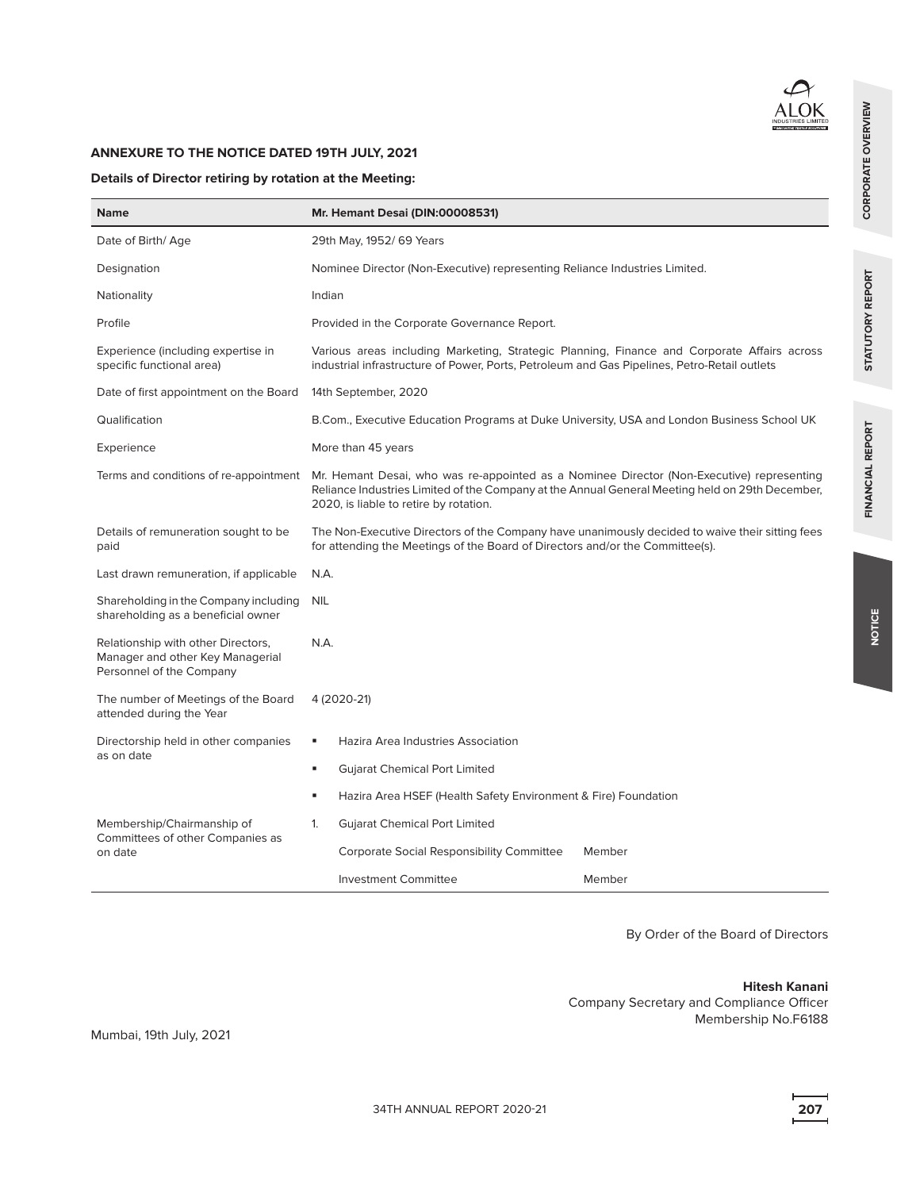## ANNEXURE TO THE NOTICE DATED 19TH JULY, 2021

### Details of Director retiring by rotation at the Meeting:

| Name | Mr. Hemant Desai (DIN:00008531) |
|---|---|
| Date of Birth/ Age | 29th May, 1952/ 69 Years |
| Designation | Nominee Director (Non-Executive) representing Reliance Industries Limited. |
| Nationality | Indian |
| Profile | Provided in the Corporate Governance Report. |
| Experience (including expertise in specific functional area) | Various areas including Marketing, Strategic Planning, Finance and Corporate Affairs across industrial infrastructure of Power, Ports, Petroleum and Gas Pipelines, Petro-Retail outlets |
| Date of first appointment on the Board | 14th September, 2020 |
| Qualification | B.Com., Executive Education Programs at Duke University, USA and London Business School UK |
| Experience | More than 45 years |
| Terms and conditions of re-appointment | Mr. Hemant Desai, who was re-appointed as a Nominee Director (Non-Executive) representing Reliance Industries Limited of the Company at the Annual General Meeting held on 29th December, 2020, is liable to retire by rotation. |
| Details of remuneration sought to be paid | The Non-Executive Directors of the Company have unanimously decided to waive their sitting fees for attending the Meetings of the Board of Directors and/or the Committee(s). |
| Last drawn remuneration, if applicable | N.A. |
| Shareholding in the Company including shareholding as a beneficial owner | NIL |
| Relationship with other Directors, Manager and other Key Managerial Personnel of the Company | N.A. |
| The number of Meetings of the Board attended during the Year | 4 (2020-21) |
| Directorship held in other companies as on date | ▪ Hazira Area Industries Association<br>▪ Gujarat Chemical Port Limited<br>▪ Hazira Area HSEF (Health Safety Environment & Fire) Foundation |
| Membership/Chairmanship of Committees of other Companies as on date | 1. Gujarat Chemical Port Limited<br>Corporate Social Responsibility Committee – Member<br>Investment Committee – Member |

By Order of the Board of Directors

**Hitesh Kanani**
Company Secretary and Compliance Officer
Membership No.F6188

Mumbai, 19th July, 2021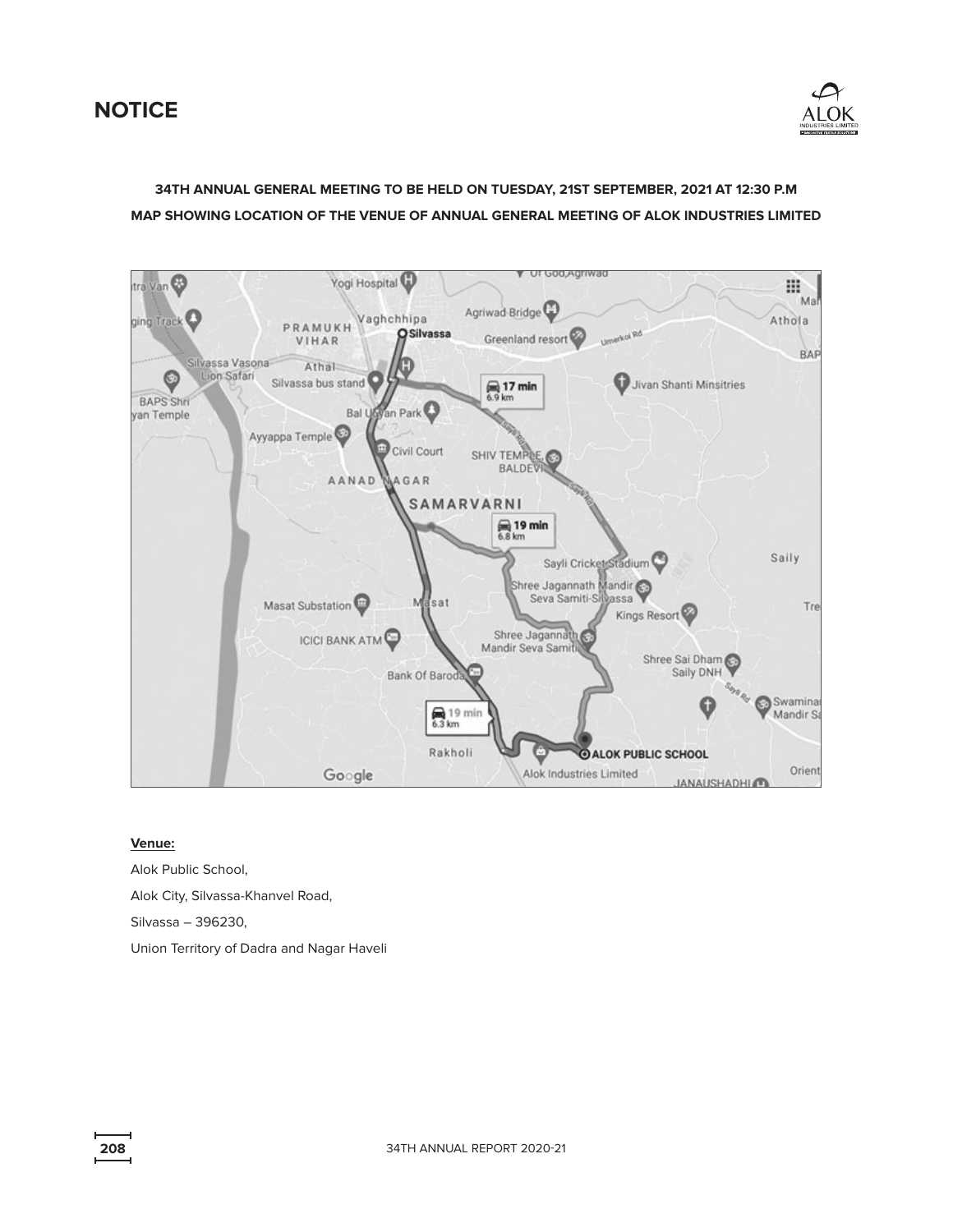# NOTICE

**34TH ANNUAL GENERAL MEETING TO BE HELD ON TUESDAY, 21ST SEPTEMBER, 2021 AT 12:30 P.M**

**MAP SHOWING LOCATION OF THE VENUE OF ANNUAL GENERAL MEETING OF ALOK INDUSTRIES LIMITED**

**Venue:**

Alok Public School,

Alok City, Silvassa-Khanvel Road,

Silvassa – 396230,

Union Territory of Dadra and Nagar Haveli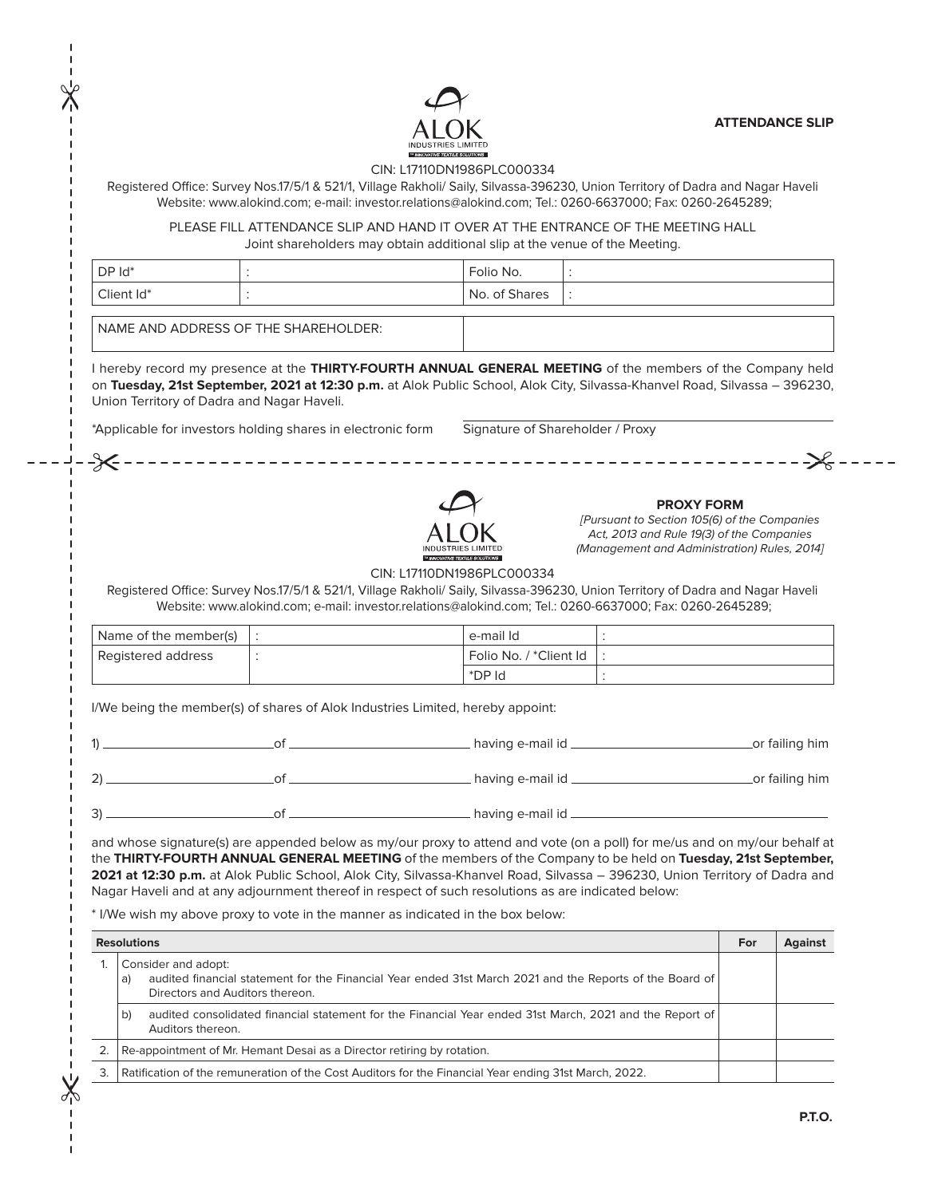**ATTENDANCE SLIP**

ALOK INDUSTRIES LIMITED

CIN: L17110DN1986PLC000334

Registered Office: Survey Nos.17/5/1 & 521/1, Village Rakholi/ Saily, Silvassa-396230, Union Territory of Dadra and Nagar Haveli
Website: www.alokind.com; e-mail: investor.relations@alokind.com; Tel.: 0260-6637000; Fax: 0260-2645289;

PLEASE FILL ATTENDANCE SLIP AND HAND IT OVER AT THE ENTRANCE OF THE MEETING HALL
Joint shareholders may obtain additional slip at the venue of the Meeting.

| DP Id* | : | Folio No. | : |
|---|---|---|---|
| Client Id* | : | No. of Shares | : |

| NAME AND ADDRESS OF THE SHAREHOLDER: | |
|---|---|

I hereby record my presence at the **THIRTY-FOURTH ANNUAL GENERAL MEETING** of the members of the Company held on **Tuesday, 21st September, 2021 at 12:30 p.m.** at Alok Public School, Alok City, Silvassa-Khanvel Road, Silvassa – 396230, Union Territory of Dadra and Nagar Haveli.

*Applicable for investors holding shares in electronic form

Signature of Shareholder / Proxy

---

ALOK INDUSTRIES LIMITED

**PROXY FORM**

*[Pursuant to Section 105(6) of the Companies Act, 2013 and Rule 19(3) of the Companies (Management and Administration) Rules, 2014]*

CIN: L17110DN1986PLC000334

Registered Office: Survey Nos.17/5/1 & 521/1, Village Rakholi/ Saily, Silvassa-396230, Union Territory of Dadra and Nagar Haveli
Website: www.alokind.com; e-mail: investor.relations@alokind.com; Tel.: 0260-6637000; Fax: 0260-2645289;

| Name of the member(s) | : | e-mail Id | : |
|---|---|---|---|
| Registered address | : | Folio No. / *Client Id | : |
| | | *DP Id | : |

I/We being the member(s) of shares of Alok Industries Limited, hereby appoint:

1) ______________________ of ______________________ having e-mail id ______________________ or failing him

2) ______________________ of ______________________ having e-mail id ______________________ or failing him

3) ______________________ of ______________________ having e-mail id ______________________

and whose signature(s) are appended below as my/our proxy to attend and vote (on a poll) for me/us and on my/our behalf at the **THIRTY-FOURTH ANNUAL GENERAL MEETING** of the members of the Company to be held on **Tuesday, 21st September, 2021 at 12:30 p.m.** at Alok Public School, Alok City, Silvassa-Khanvel Road, Silvassa – 396230, Union Territory of Dadra and Nagar Haveli and at any adjournment thereof in respect of such resolutions as are indicated below:

* I/We wish my above proxy to vote in the manner as indicated in the box below:

| | Resolutions | For | Against |
|---|---|---|---|
| 1. | Consider and adopt:<br>a) audited financial statement for the Financial Year ended 31st March 2021 and the Reports of the Board of Directors and Auditors thereon. | | |
| | b) audited consolidated financial statement for the Financial Year ended 31st March, 2021 and the Report of Auditors thereon. | | |
| 2. | Re-appointment of Mr. Hemant Desai as a Director retiring by rotation. | | |
| 3. | Ratification of the remuneration of the Cost Auditors for the Financial Year ending 31st March, 2022. | | |

**P.T.O.**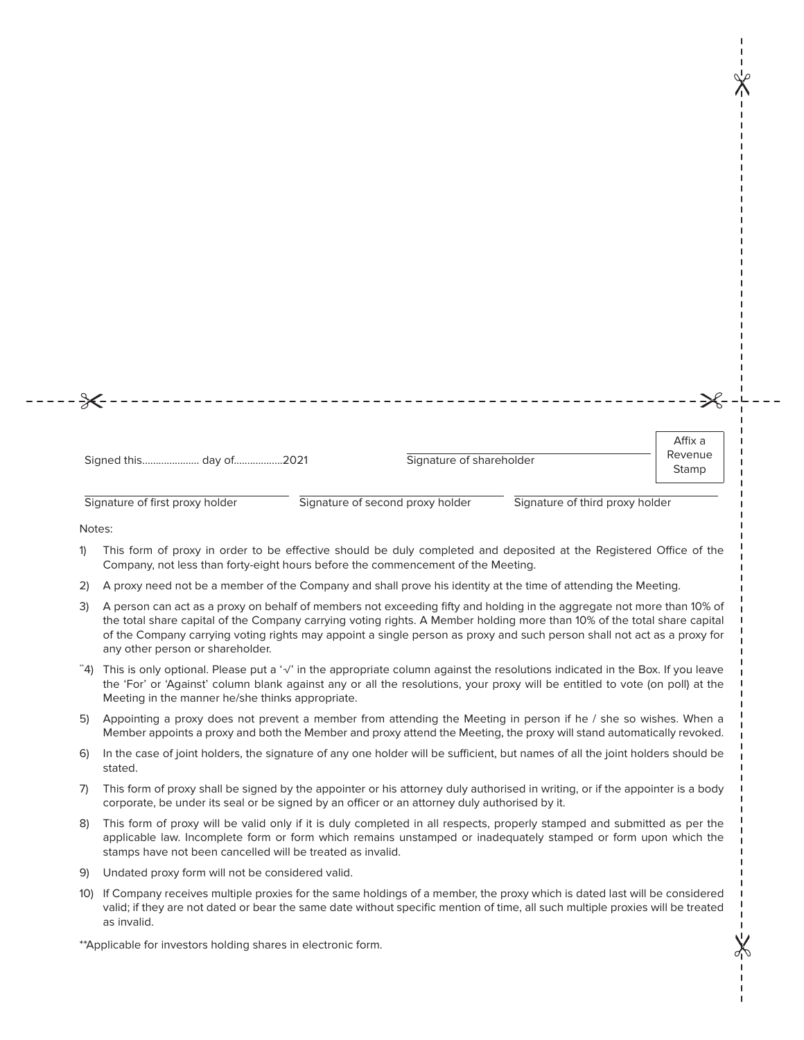Signed this..................... day of..................2021

Signature of shareholder

Affix a Revenue Stamp

Signature of first proxy holder | Signature of second proxy holder | Signature of third proxy holder

Notes:

1) This form of proxy in order to be effective should be duly completed and deposited at the Registered Office of the Company, not less than forty-eight hours before the commencement of the Meeting.
2) A proxy need not be a member of the Company and shall prove his identity at the time of attending the Meeting.
3) A person can act as a proxy on behalf of members not exceeding fifty and holding in the aggregate not more than 10% of the total share capital of the Company carrying voting rights. A Member holding more than 10% of the total share capital of the Company carrying voting rights may appoint a single person as proxy and such person shall not act as a proxy for any other person or shareholder.
4) ¨This is only optional. Please put a '√' in the appropriate column against the resolutions indicated in the Box. If you leave the 'For' or 'Against' column blank against any or all the resolutions, your proxy will be entitled to vote (on poll) at the Meeting in the manner he/she thinks appropriate.
5) Appointing a proxy does not prevent a member from attending the Meeting in person if he / she so wishes. When a Member appoints a proxy and both the Member and proxy attend the Meeting, the proxy will stand automatically revoked.
6) In the case of joint holders, the signature of any one holder will be sufficient, but names of all the joint holders should be stated.
7) This form of proxy shall be signed by the appointer or his attorney duly authorised in writing, or if the appointer is a body corporate, be under its seal or be signed by an officer or an attorney duly authorised by it.
8) This form of proxy will be valid only if it is duly completed in all respects, properly stamped and submitted as per the applicable law. Incomplete form or form which remains unstamped or inadequately stamped or form upon which the stamps have not been cancelled will be treated as invalid.
9) Undated proxy form will not be considered valid.
10) If Company receives multiple proxies for the same holdings of a member, the proxy which is dated last will be considered valid; if they are not dated or bear the same date without specific mention of time, all such multiple proxies will be treated as invalid.

**Applicable for investors holding shares in electronic form.